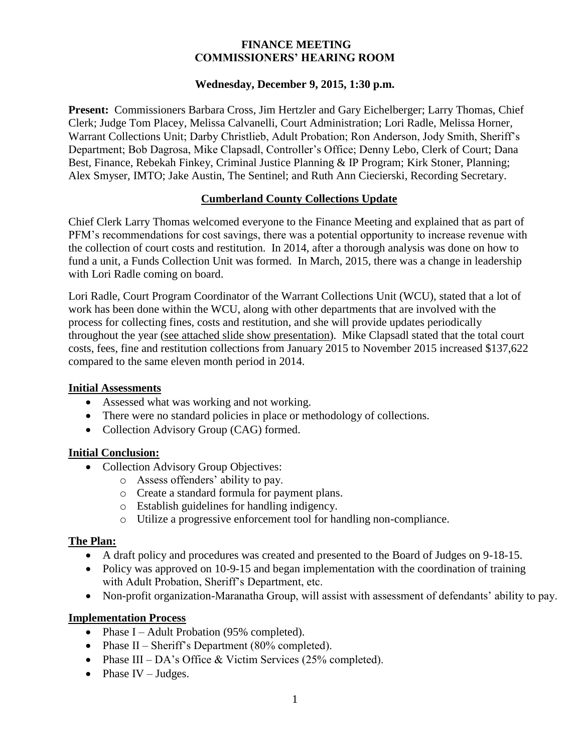**FINANCE MEETING**
**COMMISSIONERS' HEARING ROOM**

**Wednesday, December 9, 2015, 1:30 p.m.**

**Present:** Commissioners Barbara Cross, Jim Hertzler and Gary Eichelberger; Larry Thomas, Chief Clerk; Judge Tom Placey, Melissa Calvanelli, Court Administration; Lori Radle, Melissa Horner, Warrant Collections Unit; Darby Christlieb, Adult Probation; Ron Anderson, Jody Smith, Sheriff's Department; Bob Dagrosa, Mike Clapsadl, Controller's Office; Denny Lebo, Clerk of Court; Dana Best, Finance, Rebekah Finkey, Criminal Justice Planning & IP Program; Kirk Stoner, Planning; Alex Smyser, IMTO; Jake Austin, The Sentinel; and Ruth Ann Ciecierski, Recording Secretary.

## Cumberland County Collections Update

Chief Clerk Larry Thomas welcomed everyone to the Finance Meeting and explained that as part of PFM's recommendations for cost savings, there was a potential opportunity to increase revenue with the collection of court costs and restitution. In 2014, after a thorough analysis was done on how to fund a unit, a Funds Collection Unit was formed. In March, 2015, there was a change in leadership with Lori Radle coming on board.

Lori Radle, Court Program Coordinator of the Warrant Collections Unit (WCU), stated that a lot of work has been done within the WCU, along with other departments that are involved with the process for collecting fines, costs and restitution, and she will provide updates periodically throughout the year (see attached slide show presentation). Mike Clapsadl stated that the total court costs, fees, fine and restitution collections from January 2015 to November 2015 increased $137,622 compared to the same eleven month period in 2014.

### Initial Assessments

- Assessed what was working and not working.
- There were no standard policies in place or methodology of collections.
- Collection Advisory Group (CAG) formed.

### Initial Conclusion:

- Collection Advisory Group Objectives:
  - Assess offenders' ability to pay.
  - Create a standard formula for payment plans.
  - Establish guidelines for handling indigency.
  - Utilize a progressive enforcement tool for handling non-compliance.

### The Plan:

- A draft policy and procedures was created and presented to the Board of Judges on 9-18-15.
- Policy was approved on 10-9-15 and began implementation with the coordination of training with Adult Probation, Sheriff's Department, etc.
- Non-profit organization-Maranatha Group, will assist with assessment of defendants' ability to pay.

### Implementation Process

- Phase I – Adult Probation (95% completed).
- Phase II – Sheriff's Department (80% completed).
- Phase III – DA's Office & Victim Services (25% completed).
- Phase IV – Judges.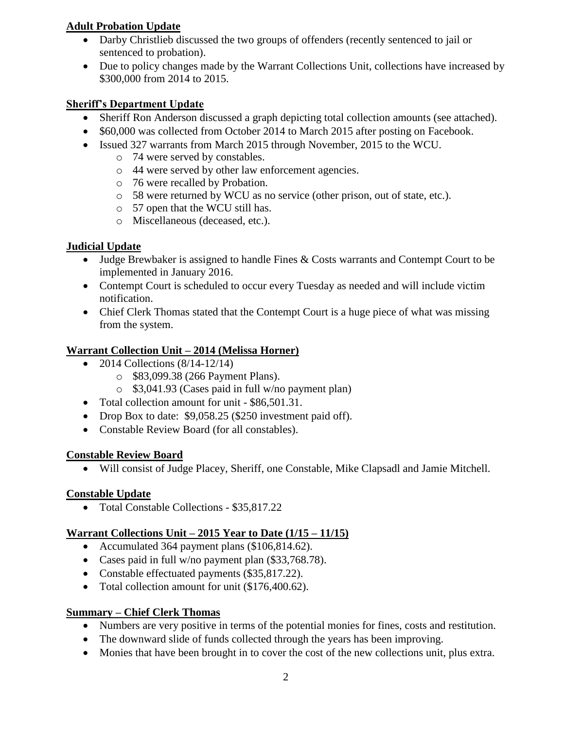**Adult Probation Update**

- Darby Christlieb discussed the two groups of offenders (recently sentenced to jail or sentenced to probation).
- Due to policy changes made by the Warrant Collections Unit, collections have increased by $300,000 from 2014 to 2015.

**Sheriff's Department Update**

- Sheriff Ron Anderson discussed a graph depicting total collection amounts (see attached).
- $60,000 was collected from October 2014 to March 2015 after posting on Facebook.
- Issued 327 warrants from March 2015 through November, 2015 to the WCU.
  - 74 were served by constables.
  - 44 were served by other law enforcement agencies.
  - 76 were recalled by Probation.
  - 58 were returned by WCU as no service (other prison, out of state, etc.).
  - 57 open that the WCU still has.
  - Miscellaneous (deceased, etc.).

**Judicial Update**

- Judge Brewbaker is assigned to handle Fines & Costs warrants and Contempt Court to be implemented in January 2016.
- Contempt Court is scheduled to occur every Tuesday as needed and will include victim notification.
- Chief Clerk Thomas stated that the Contempt Court is a huge piece of what was missing from the system.

**Warrant Collection Unit – 2014 (Melissa Horner)**

- 2014 Collections (8/14-12/14)
  - $83,099.38 (266 Payment Plans).
  - $3,041.93 (Cases paid in full w/no payment plan)
- Total collection amount for unit - $86,501.31.
- Drop Box to date: $9,058.25 ($250 investment paid off).
- Constable Review Board (for all constables).

**Constable Review Board**

- Will consist of Judge Placey, Sheriff, one Constable, Mike Clapsadl and Jamie Mitchell.

**Constable Update**

- Total Constable Collections - $35,817.22

**Warrant Collections Unit – 2015 Year to Date (1/15 – 11/15)**

- Accumulated 364 payment plans ($106,814.62).
- Cases paid in full w/no payment plan ($33,768.78).
- Constable effectuated payments ($35,817.22).
- Total collection amount for unit ($176,400.62).

**Summary – Chief Clerk Thomas**

- Numbers are very positive in terms of the potential monies for fines, costs and restitution.
- The downward slide of funds collected through the years has been improving.
- Monies that have been brought in to cover the cost of the new collections unit, plus extra.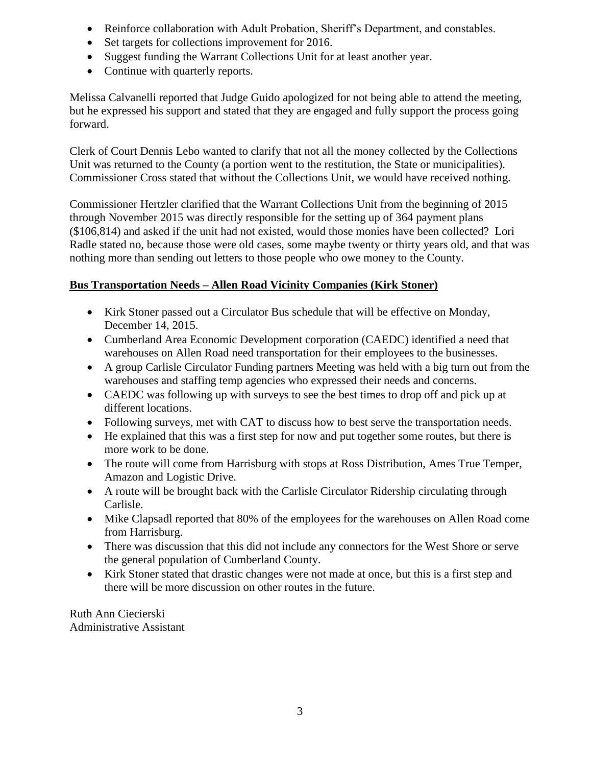- Reinforce collaboration with Adult Probation, Sheriff's Department, and constables.
- Set targets for collections improvement for 2016.
- Suggest funding the Warrant Collections Unit for at least another year.
- Continue with quarterly reports.

Melissa Calvanelli reported that Judge Guido apologized for not being able to attend the meeting, but he expressed his support and stated that they are engaged and fully support the process going forward.

Clerk of Court Dennis Lebo wanted to clarify that not all the money collected by the Collections Unit was returned to the County (a portion went to the restitution, the State or municipalities). Commissioner Cross stated that without the Collections Unit, we would have received nothing.

Commissioner Hertzler clarified that the Warrant Collections Unit from the beginning of 2015 through November 2015 was directly responsible for the setting up of 364 payment plans ($106,814) and asked if the unit had not existed, would those monies have been collected? Lori Radle stated no, because those were old cases, some maybe twenty or thirty years old, and that was nothing more than sending out letters to those people who owe money to the County.

**Bus Transportation Needs – Allen Road Vicinity Companies (Kirk Stoner)**

- Kirk Stoner passed out a Circulator Bus schedule that will be effective on Monday, December 14, 2015.
- Cumberland Area Economic Development corporation (CAEDC) identified a need that warehouses on Allen Road need transportation for their employees to the businesses.
- A group Carlisle Circulator Funding partners Meeting was held with a big turn out from the warehouses and staffing temp agencies who expressed their needs and concerns.
- CAEDC was following up with surveys to see the best times to drop off and pick up at different locations.
- Following surveys, met with CAT to discuss how to best serve the transportation needs.
- He explained that this was a first step for now and put together some routes, but there is more work to be done.
- The route will come from Harrisburg with stops at Ross Distribution, Ames True Temper, Amazon and Logistic Drive.
- A route will be brought back with the Carlisle Circulator Ridership circulating through Carlisle.
- Mike Clapsadl reported that 80% of the employees for the warehouses on Allen Road come from Harrisburg.
- There was discussion that this did not include any connectors for the West Shore or serve the general population of Cumberland County.
- Kirk Stoner stated that drastic changes were not made at once, but this is a first step and there will be more discussion on other routes in the future.

Ruth Ann Ciecierski
Administrative Assistant